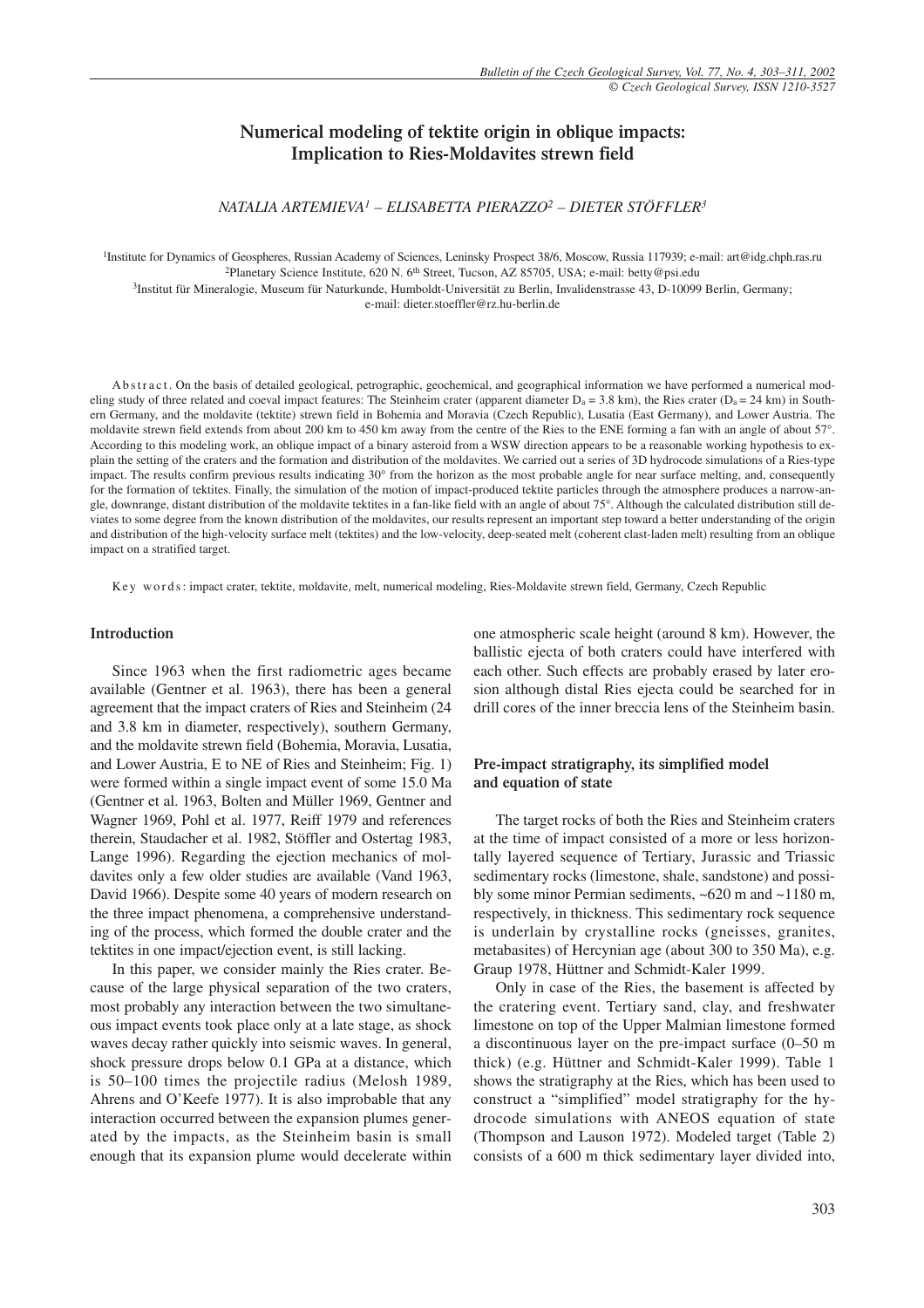# Numerical modeling of tektite origin in oblique impacts: Implication to Ries-Moldavites strewn field

*NATALIA ARTEMIEVA[1] – ELISABETTA PIERAZZO[2] – DIETER STÖFFLER[3]*

[1]Institute for Dynamics of Geospheres, Russian Academy of Sciences, Leninsky Prospect 38/6, Moscow, Russia 117939; e-mail: art@idg.chph.ras.ru
[2]Planetary Science Institute, 620 N. 6th Street, Tucson, AZ 85705, USA; e-mail: betty@psi.edu
[3]Institut für Mineralogie, Museum für Naturkunde, Humboldt-Universität zu Berlin, Invalidenstrasse 43, D-10099 Berlin, Germany; e-mail: dieter.stoeffler@rz.hu-berlin.de

Abstract. On the basis of detailed geological, petrographic, geochemical, and geographical information we have performed a numerical modeling study of three related and coeval impact features: The Steinheim crater (apparent diameter $D_a$ = 3.8 km), the Ries crater ($D_a$ = 24 km) in Southern Germany, and the moldavite (tektite) strewn field in Bohemia and Moravia (Czech Republic), Lusatia (East Germany), and Lower Austria. The moldavite strewn field extends from about 200 km to 450 km away from the centre of the Ries to the ENE forming a fan with an angle of about 57°. According to this modeling work, an oblique impact of a binary asteroid from a WSW direction appears to be a reasonable working hypothesis to explain the setting of the craters and the formation and distribution of the moldavites. We carried out a series of 3D hydrocode simulations of a Ries-type impact. The results confirm previous results indicating 30° from the horizon as the most probable angle for near surface melting, and, consequently for the formation of tektites. Finally, the simulation of the motion of impact-produced tektite particles through the atmosphere produces a narrow-angle, downrange, distant distribution of the moldavite tektites in a fan-like field with an angle of about 75°. Although the calculated distribution still deviates to some degree from the known distribution of the moldavites, our results represent an important step toward a better understanding of the origin and distribution of the high-velocity surface melt (tektites) and the low-velocity, deep-seated melt (coherent clast-laden melt) resulting from an oblique impact on a stratified target.

Key words: impact crater, tektite, moldavite, melt, numerical modeling, Ries-Moldavite strewn field, Germany, Czech Republic

## Introduction

Since 1963 when the first radiometric ages became available (Gentner et al. 1963), there has been a general agreement that the impact craters of Ries and Steinheim (24 and 3.8 km in diameter, respectively), southern Germany, and the moldavite strewn field (Bohemia, Moravia, Lusatia, and Lower Austria, E to NE of Ries and Steinheim; Fig. 1) were formed within a single impact event of some 15.0 Ma (Gentner et al. 1963, Bolten and Müller 1969, Gentner and Wagner 1969, Pohl et al. 1977, Reiff 1979 and references therein, Staudacher et al. 1982, Stöffler and Ostertag 1983, Lange 1996). Regarding the ejection mechanics of moldavites only a few older studies are available (Vand 1963, David 1966). Despite some 40 years of modern research on the three impact phenomena, a comprehensive understanding of the process, which formed the double crater and the tektites in one impact/ejection event, is still lacking.

In this paper, we consider mainly the Ries crater. Because of the large physical separation of the two craters, most probably any interaction between the two simultaneous impact events took place only at a late stage, as shock waves decay rather quickly into seismic waves. In general, shock pressure drops below 0.1 GPa at a distance, which is 50–100 times the projectile radius (Melosh 1989, Ahrens and O'Keefe 1977). It is also improbable that any interaction occurred between the expansion plumes generated by the impacts, as the Steinheim basin is small enough that its expansion plume would decelerate within one atmospheric scale height (around 8 km). However, the ballistic ejecta of both craters could have interfered with each other. Such effects are probably erased by later erosion although distal Ries ejecta could be searched for in drill cores of the inner breccia lens of the Steinheim basin.

## Pre-impact stratigraphy, its simplified model and equation of state

The target rocks of both the Ries and Steinheim craters at the time of impact consisted of a more or less horizontally layered sequence of Tertiary, Jurassic and Triassic sedimentary rocks (limestone, shale, sandstone) and possibly some minor Permian sediments, ~620 m and ~1180 m, respectively, in thickness. This sedimentary rock sequence is underlain by crystalline rocks (gneisses, granites, metabasites) of Hercynian age (about 300 to 350 Ma), e.g. Graup 1978, Hüttner and Schmidt-Kaler 1999.

Only in case of the Ries, the basement is affected by the cratering event. Tertiary sand, clay, and freshwater limestone on top of the Upper Malmian limestone formed a discontinuous layer on the pre-impact surface (0–50 m thick) (e.g. Hüttner and Schmidt-Kaler 1999). Table 1 shows the stratigraphy at the Ries, which has been used to construct a "simplified" model stratigraphy for the hydrocode simulations with ANEOS equation of state (Thompson and Lauson 1972). Modeled target (Table 2) consists of a 600 m thick sedimentary layer divided into,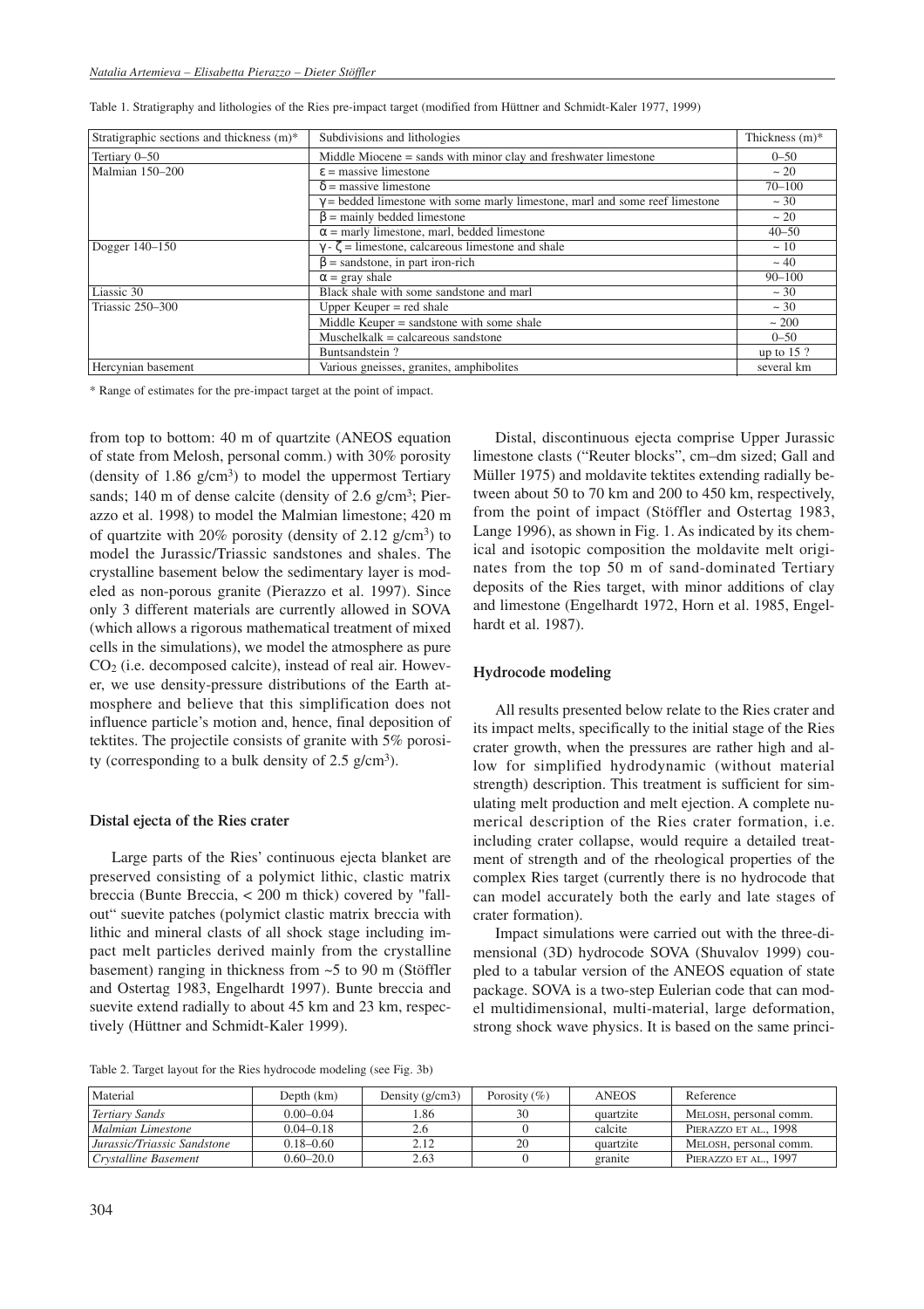Table 1. Stratigraphy and lithologies of the Ries pre-impact target (modified from Hüttner and Schmidt-Kaler 1977, 1999)

| Stratigraphic sections and thickness (m)* | Subdivisions and lithologies | Thickness (m)* |
|---|---|---|
| Tertiary 0–50 | Middle Miocene = sands with minor clay and freshwater limestone | 0–50 |
| Malmian 150–200 | ε = massive limestone | ~ 20 |
| | δ = massive limestone | 70–100 |
| | γ = bedded limestone with some marly limestone, marl and some reef limestone | ~ 30 |
| | β = mainly bedded limestone | ~ 20 |
| | α = marly limestone, marl, bedded limestone | 40–50 |
| Dogger 140–150 | γ - ζ = limestone, calcareous limestone and shale | ~ 10 |
| | β = sandstone, in part iron-rich | ~ 40 |
| | α = gray shale | 90–100 |
| Liassic 30 | Black shale with some sandstone and marl | ~ 30 |
| Triassic 250–300 | Upper Keuper = red shale | ~ 30 |
| | Middle Keuper = sandstone with some shale | ~ 200 |
| | Muschelkalk = calcareous sandstone | 0–50 |
| | Buntsandstein ? | up to 15 ? |
| Hercynian basement | Various gneisses, granites, amphibolites | several km |

\* Range of estimates for the pre-impact target at the point of impact.

from top to bottom: 40 m of quartzite (ANEOS equation of state from Melosh, personal comm.) with 30% porosity (density of 1.86 g/cm$^3$) to model the uppermost Tertiary sands; 140 m of dense calcite (density of 2.6 g/cm$^3$; Pierazzo et al. 1998) to model the Malmian limestone; 420 m of quartzite with 20% porosity (density of 2.12 g/cm$^3$) to model the Jurassic/Triassic sandstones and shales. The crystalline basement below the sedimentary layer is modeled as non-porous granite (Pierazzo et al. 1997). Since only 3 different materials are currently allowed in SOVA (which allows a rigorous mathematical treatment of mixed cells in the simulations), we model the atmosphere as pure $CO_2$ (i.e. decomposed calcite), instead of real air. However, we use density-pressure distributions of the Earth atmosphere and believe that this simplification does not influence particle's motion and, hence, final deposition of tektites. The projectile consists of granite with 5% porosity (corresponding to a bulk density of 2.5 g/cm$^3$).

### Distal ejecta of the Ries crater

Large parts of the Ries' continuous ejecta blanket are preserved consisting of a polymict lithic, clastic matrix breccia (Bunte Breccia, < 200 m thick) covered by "fall-out" suevite patches (polymict clastic matrix breccia with lithic and mineral clasts of all shock stage including impact melt particles derived mainly from the crystalline basement) ranging in thickness from ~5 to 90 m (Stöffler and Ostertag 1983, Engelhardt 1997). Bunte breccia and suevite extend radially to about 45 km and 23 km, respectively (Hüttner and Schmidt-Kaler 1999).

Distal, discontinuous ejecta comprise Upper Jurassic limestone clasts ("Reuter blocks", cm–dm sized; Gall and Müller 1975) and moldavite tektites extending radially between about 50 to 70 km and 200 to 450 km, respectively, from the point of impact (Stöffler and Ostertag 1983, Lange 1996), as shown in Fig. 1. As indicated by its chemical and isotopic composition the moldavite melt originates from the top 50 m of sand-dominated Tertiary deposits of the Ries target, with minor additions of clay and limestone (Engelhardt 1972, Horn et al. 1985, Engelhardt et al. 1987).

### Hydrocode modeling

All results presented below relate to the Ries crater and its impact melts, specifically to the initial stage of the Ries crater growth, when the pressures are rather high and allow for simplified hydrodynamic (without material strength) description. This treatment is sufficient for simulating melt production and melt ejection. A complete numerical description of the Ries crater formation, i.e. including crater collapse, would require a detailed treatment of strength and of the rheological properties of the complex Ries target (currently there is no hydrocode that can model accurately both the early and late stages of crater formation).

Impact simulations were carried out with the three-dimensional (3D) hydrocode SOVA (Shuvalov 1999) coupled to a tabular version of the ANEOS equation of state package. SOVA is a two-step Eulerian code that can model multidimensional, multi-material, large deformation, strong shock wave physics. It is based on the same princi-

Table 2. Target layout for the Ries hydrocode modeling (see Fig. 3b)

| Material | Depth (km) | Density (g/cm3) | Porosity (%) | ANEOS | Reference |
|---|---|---|---|---|---|
| *Tertiary Sands* | 0.00–0.04 | 1.86 | 30 | quartzite | Melosh, personal comm. |
| *Malmian Limestone* | 0.04–0.18 | 2.6 | 0 | calcite | Pierazzo et al., 1998 |
| *Jurassic/Triassic Sandstone* | 0.18–0.60 | 2.12 | 20 | quartzite | Melosh, personal comm. |
| *Crystalline Basement* | 0.60–20.0 | 2.63 | 0 | granite | Pierazzo et al., 1997 |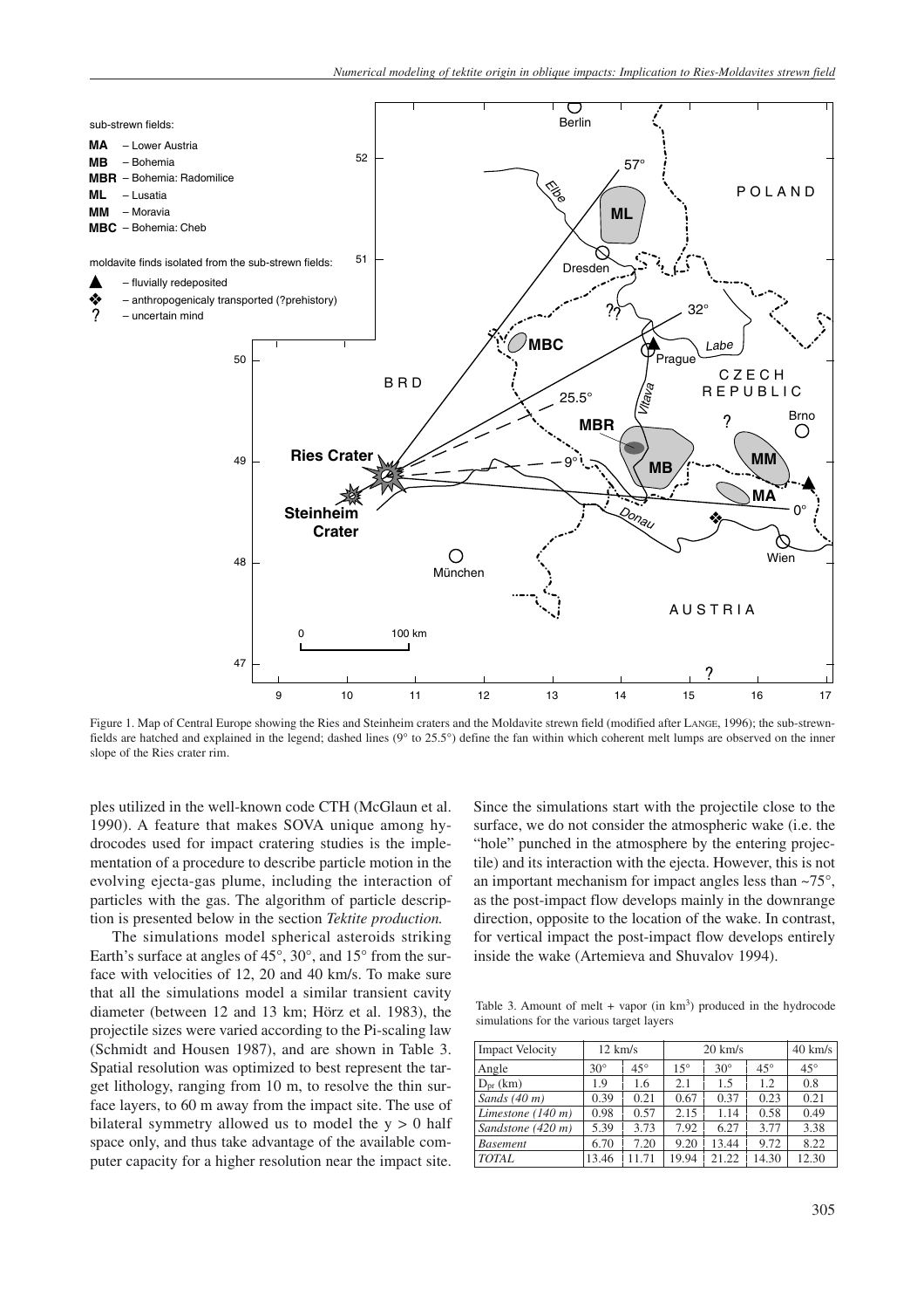Figure 1. Map of Central Europe showing the Ries and Steinheim craters and the Moldavite strewn field (modified after Lange, 1996); the sub-strewn-fields are hatched and explained in the legend; dashed lines (9° to 25.5°) define the fan within which coherent melt lumps are observed on the inner slope of the Ries crater rim.

ples utilized in the well-known code CTH (McGlaun et al. 1990). A feature that makes SOVA unique among hydrocodes used for impact cratering studies is the implementation of a procedure to describe particle motion in the evolving ejecta-gas plume, including the interaction of particles with the gas. The algorithm of particle description is presented below in the section *Tektite production.*

The simulations model spherical asteroids striking Earth's surface at angles of 45°, 30°, and 15° from the surface with velocities of 12, 20 and 40 km/s. To make sure that all the simulations model a similar transient cavity diameter (between 12 and 13 km; Hörz et al. 1983), the projectile sizes were varied according to the Pi-scaling law (Schmidt and Housen 1987), and are shown in Table 3. Spatial resolution was optimized to best represent the target lithology, ranging from 10 m, to resolve the thin surface layers, to 60 m away from the impact site. The use of bilateral symmetry allowed us to model the $y > 0$ half space only, and thus take advantage of the available computer capacity for a higher resolution near the impact site. Since the simulations start with the projectile close to the surface, we do not consider the atmospheric wake (i.e. the "hole" punched in the atmosphere by the entering projectile) and its interaction with the ejecta. However, this is not an important mechanism for impact angles less than ~75°, as the post-impact flow develops mainly in the downrange direction, opposite to the location of the wake. In contrast, for vertical impact the post-impact flow develops entirely inside the wake (Artemieva and Shuvalov 1994).

Table 3. Amount of melt + vapor (in $km^3$) produced in the hydrocode simulations for the various target layers

| Impact Velocity | 12 km/s | | 20 km/s | | | 40 km/s |
|---|---|---|---|---|---|---|
| Angle | 30° | 45° | 15° | 30° | 45° | 45° |
| $D_{pr}$ (km) | 1.9 | 1.6 | 2.1 | 1.5 | 1.2 | 0.8 |
| *Sands (40 m)* | 0.39 | 0.21 | 0.67 | 0.37 | 0.23 | 0.21 |
| *Limestone (140 m)* | 0.98 | 0.57 | 2.15 | 1.14 | 0.58 | 0.49 |
| *Sandstone (420 m)* | 5.39 | 3.73 | 7.92 | 6.27 | 3.77 | 3.38 |
| *Basement* | 6.70 | 7.20 | 9.20 | 13.44 | 9.72 | 8.22 |
| *TOTAL* | 13.46 | 11.71 | 19.94 | 21.22 | 14.30 | 12.30 |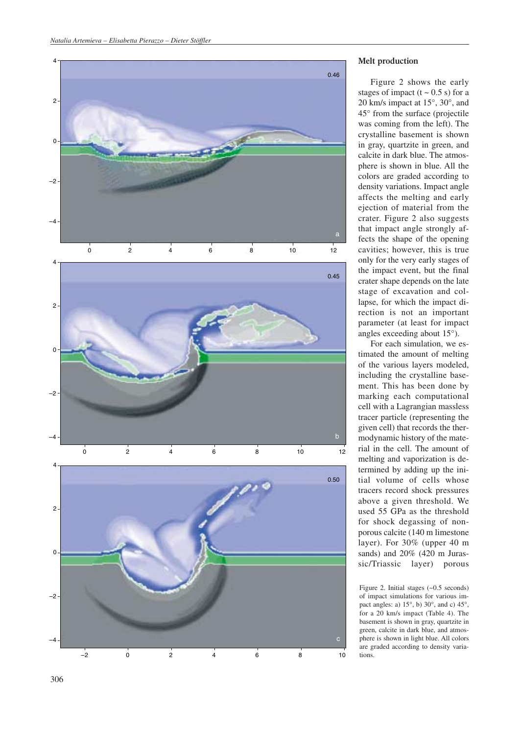## Melt production

Figure 2 shows the early stages of impact (t ~ 0.5 s) for a 20 km/s impact at 15°, 30°, and 45° from the surface (projectile was coming from the left). The crystalline basement is shown in gray, quartzite in green, and calcite in dark blue. The atmosphere is shown in blue. All the colors are graded according to density variations. Impact angle affects the melting and early ejection of material from the crater. Figure 2 also suggests that impact angle strongly affects the shape of the opening cavities; however, this is true only for the very early stages of the impact event, but the final crater shape depends on the late stage of excavation and collapse, for which the impact direction is not an important parameter (at least for impact angles exceeding about 15°).

For each simulation, we estimated the amount of melting of the various layers modeled, including the crystalline basement. This has been done by marking each computational cell with a Lagrangian massless tracer particle (representing the given cell) that records the thermodynamic history of the material in the cell. The amount of melting and vaporization is determined by adding up the initial volume of cells whose tracers record shock pressures above a given threshold. We used 55 GPa as the threshold for shock degassing of nonporous calcite (140 m limestone layer). For 30% (upper 40 m sands) and 20% (420 m Jurassic/Triassic layer) porous

Figure 2. Initial stages (~0.5 seconds) of impact simulations for various impact angles: a) 15°, b) 30°, and c) 45°, for a 20 km/s impact (Table 4). The basement is shown in gray, quartzite in green, calcite in dark blue, and atmosphere is shown in light blue. All colors are graded according to density variations.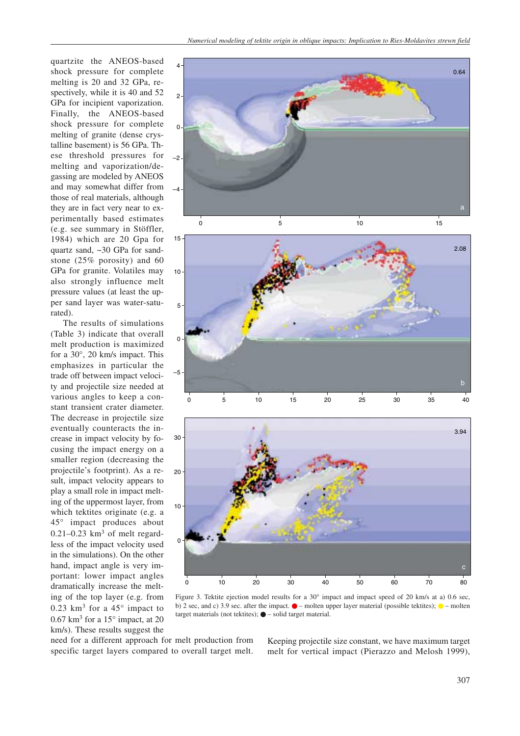quartzite the ANEOS-based shock pressure for complete melting is 20 and 32 GPa, respectively, while it is 40 and 52 GPa for incipient vaporization. Finally, the ANEOS-based shock pressure for complete melting of granite (dense crystalline basement) is 56 GPa. These threshold pressures for melting and vaporization/degassing are modeled by ANEOS and may somewhat differ from those of real materials, although they are in fact very near to experimentally based estimates (e.g. see summary in Stöffler, 1984) which are 20 Gpa for quartz sand, ~30 GPa for sandstone (25% porosity) and 60 GPa for granite. Volatiles may also strongly influence melt pressure values (at least the upper sand layer was water-saturated).

The results of simulations (Table 3) indicate that overall melt production is maximized for a 30°, 20 km/s impact. This emphasizes in particular the trade off between impact velocity and projectile size needed at various angles to keep a constant transient crater diameter. The decrease in projectile size eventually counteracts the increase in impact velocity by focusing the impact energy on a smaller region (decreasing the projectile's footprint). As a result, impact velocity appears to play a small role in impact melting of the uppermost layer, from which tektites originate (e.g. a 45° impact produces about 0.21–0.23 km$^3$ of melt regardless of the impact velocity used in the simulations). On the other hand, impact angle is very important: lower impact angles dramatically increase the melting of the top layer (e.g. from 0.23 km$^3$ for a 45° impact to 0.67 km$^3$ for a 15° impact, at 20 km/s). These results suggest the need for a different approach for melt production from specific target layers compared to overall target melt. Keeping projectile size constant, we have maximum target melt for vertical impact (Pierazzo and Melosh 1999),

Figure 3. Tektite ejection model results for a 30° impact and impact speed of 20 km/s at a) 0.6 sec, b) 2 sec, and c) 3.9 sec. after the impact. ● – molten upper layer material (possible tektites); ● – molten target materials (not tektites); ● – solid target material.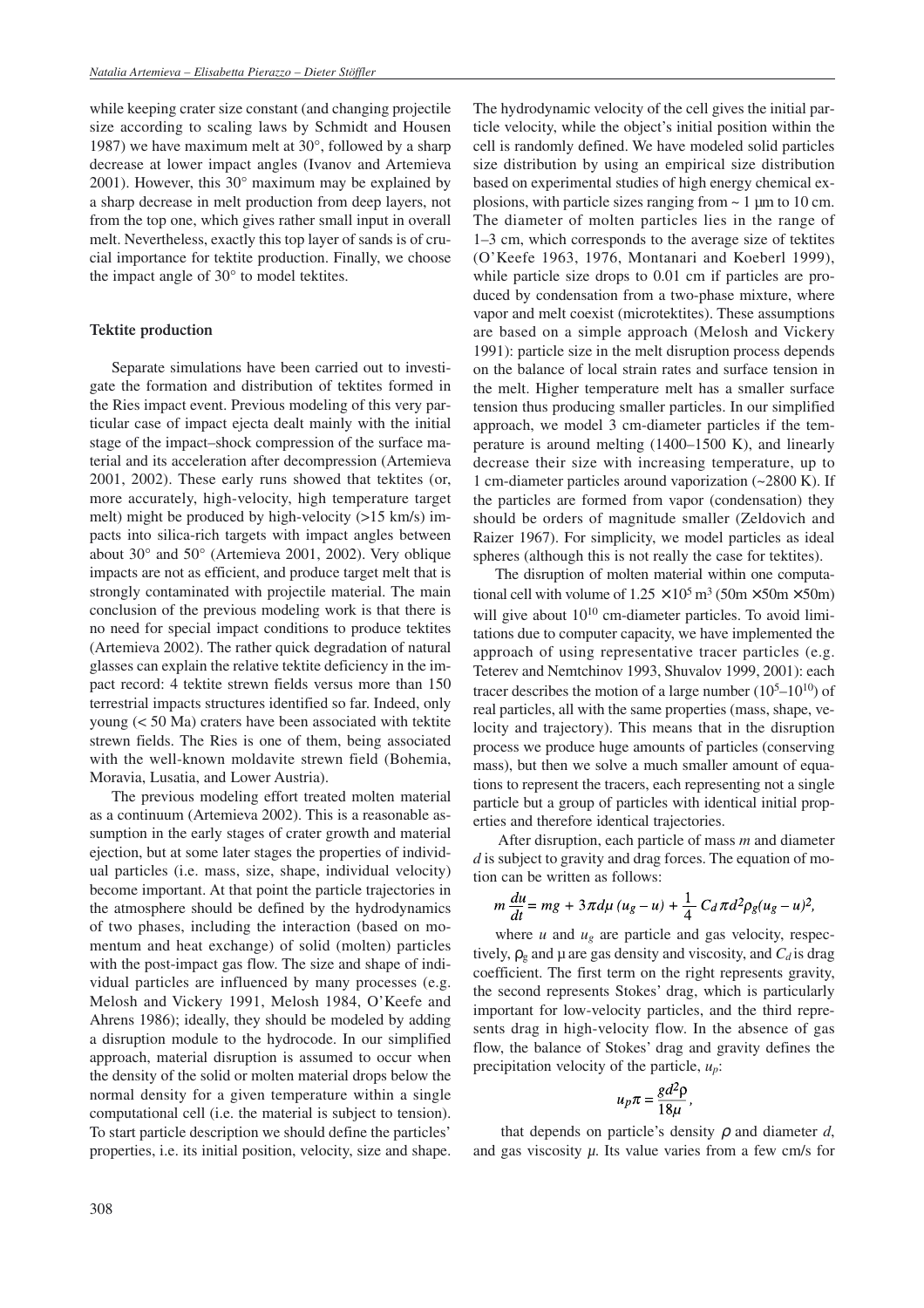while keeping crater size constant (and changing projectile size according to scaling laws by Schmidt and Housen 1987) we have maximum melt at 30°, followed by a sharp decrease at lower impact angles (Ivanov and Artemieva 2001). However, this 30° maximum may be explained by a sharp decrease in melt production from deep layers, not from the top one, which gives rather small input in overall melt. Nevertheless, exactly this top layer of sands is of crucial importance for tektite production. Finally, we choose the impact angle of 30° to model tektites.

## Tektite production

Separate simulations have been carried out to investigate the formation and distribution of tektites formed in the Ries impact event. Previous modeling of this very particular case of impact ejecta dealt mainly with the initial stage of the impact–shock compression of the surface material and its acceleration after decompression (Artemieva 2001, 2002). These early runs showed that tektites (or, more accurately, high-velocity, high temperature target melt) might be produced by high-velocity (>15 km/s) impacts into silica-rich targets with impact angles between about 30° and 50° (Artemieva 2001, 2002). Very oblique impacts are not as efficient, and produce target melt that is strongly contaminated with projectile material. The main conclusion of the previous modeling work is that there is no need for special impact conditions to produce tektites (Artemieva 2002). The rather quick degradation of natural glasses can explain the relative tektite deficiency in the impact record: 4 tektite strewn fields versus more than 150 terrestrial impacts structures identified so far. Indeed, only young (< 50 Ma) craters have been associated with tektite strewn fields. The Ries is one of them, being associated with the well-known moldavite strewn field (Bohemia, Moravia, Lusatia, and Lower Austria).

The previous modeling effort treated molten material as a continuum (Artemieva 2002). This is a reasonable assumption in the early stages of crater growth and material ejection, but at some later stages the properties of individual particles (i.e. mass, size, shape, individual velocity) become important. At that point the particle trajectories in the atmosphere should be defined by the hydrodynamics of two phases, including the interaction (based on momentum and heat exchange) of solid (molten) particles with the post-impact gas flow. The size and shape of individual particles are influenced by many processes (e.g. Melosh and Vickery 1991, Melosh 1984, O'Keefe and Ahrens 1986); ideally, they should be modeled by adding a disruption module to the hydrocode. In our simplified approach, material disruption is assumed to occur when the density of the solid or molten material drops below the normal density for a given temperature within a single computational cell (i.e. the material is subject to tension). To start particle description we should define the particles' properties, i.e. its initial position, velocity, size and shape. The hydrodynamic velocity of the cell gives the initial particle velocity, while the object's initial position within the cell is randomly defined. We have modeled solid particles size distribution by using an empirical size distribution based on experimental studies of high energy chemical explosions, with particle sizes ranging from ~ 1 µm to 10 cm. The diameter of molten particles lies in the range of 1–3 cm, which corresponds to the average size of tektites (O'Keefe 1963, 1976, Montanari and Koeberl 1999), while particle size drops to 0.01 cm if particles are produced by condensation from a two-phase mixture, where vapor and melt coexist (microtektites). These assumptions are based on a simple approach (Melosh and Vickery 1991): particle size in the melt disruption process depends on the balance of local strain rates and surface tension in the melt. Higher temperature melt has a smaller surface tension thus producing smaller particles. In our simplified approach, we model 3 cm-diameter particles if the temperature is around melting (1400–1500 K), and linearly decrease their size with increasing temperature, up to 1 cm-diameter particles around vaporization (~2800 K). If the particles are formed from vapor (condensation) they should be orders of magnitude smaller (Zeldovich and Raizer 1967). For simplicity, we model particles as ideal spheres (although this is not really the case for tektites).

The disruption of molten material within one computational cell with volume of $1.25 \times 10^5$ m$^3$ (50m × 50m × 50m) will give about $10^{10}$ cm-diameter particles. To avoid limitations due to computer capacity, we have implemented the approach of using representative tracer particles (e.g. Teterev and Nemtchinov 1993, Shuvalov 1999, 2001): each tracer describes the motion of a large number ($10^5$–$10^{10}$) of real particles, all with the same properties (mass, shape, velocity and trajectory). This means that in the disruption process we produce huge amounts of particles (conserving mass), but then we solve a much smaller amount of equations to represent the tracers, each representing not a single particle but a group of particles with identical initial properties and therefore identical trajectories.

After disruption, each particle of mass $m$ and diameter $d$ is subject to gravity and drag forces. The equation of motion can be written as follows:

$$m\,\frac{du}{dt} = mg + 3\pi d\mu\,(u_g - u) + \frac{1}{4}\,C_d\,\pi d^2 \rho_g (u_g - u)^2,$$

where $u$ and $u_g$ are particle and gas velocity, respectively, $\rho_g$ and $\mu$ are gas density and viscosity, and $C_d$ is drag coefficient. The first term on the right represents gravity, the second represents Stokes' drag, which is particularly important for low-velocity particles, and the third represents drag in high-velocity flow. In the absence of gas flow, the balance of Stokes' drag and gravity defines the precipitation velocity of the particle, $u_p$:

$$u_p \pi = \frac{g d^2 \rho}{18 \mu},$$

that depends on particle's density $\rho$ and diameter $d$, and gas viscosity $\mu$. Its value varies from a few cm/s for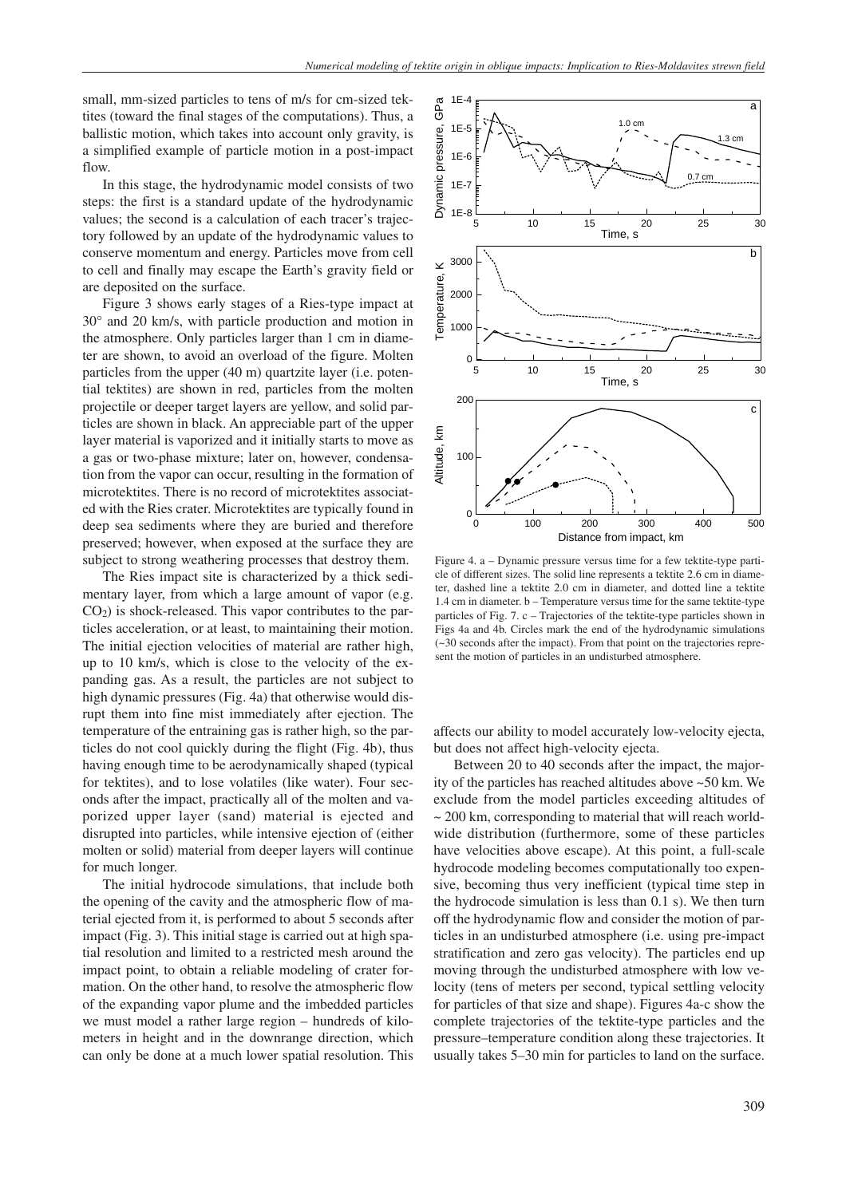small, mm-sized particles to tens of m/s for cm-sized tektites (toward the final stages of the computations). Thus, a ballistic motion, which takes into account only gravity, is a simplified example of particle motion in a post-impact flow.

In this stage, the hydrodynamic model consists of two steps: the first is a standard update of the hydrodynamic values; the second is a calculation of each tracer's trajectory followed by an update of the hydrodynamic values to conserve momentum and energy. Particles move from cell to cell and finally may escape the Earth's gravity field or are deposited on the surface.

Figure 3 shows early stages of a Ries-type impact at 30° and 20 km/s, with particle production and motion in the atmosphere. Only particles larger than 1 cm in diameter are shown, to avoid an overload of the figure. Molten particles from the upper (40 m) quartzite layer (i.e. potential tektites) are shown in red, particles from the molten projectile or deeper target layers are yellow, and solid particles are shown in black. An appreciable part of the upper layer material is vaporized and it initially starts to move as a gas or two-phase mixture; later on, however, condensation from the vapor can occur, resulting in the formation of microtektites. There is no record of microtektites associated with the Ries crater. Microtektites are typically found in deep sea sediments where they are buried and therefore preserved; however, when exposed at the surface they are subject to strong weathering processes that destroy them.

The Ries impact site is characterized by a thick sedimentary layer, from which a large amount of vapor (e.g. $CO_2$) is shock-released. This vapor contributes to the particles acceleration, or at least, to maintaining their motion. The initial ejection velocities of material are rather high, up to 10 km/s, which is close to the velocity of the expanding gas. As a result, the particles are not subject to high dynamic pressures (Fig. 4a) that otherwise would disrupt them into fine mist immediately after ejection. The temperature of the entraining gas is rather high, so the particles do not cool quickly during the flight (Fig. 4b), thus having enough time to be aerodynamically shaped (typical for tektites), and to lose volatiles (like water). Four seconds after the impact, practically all of the molten and vaporized upper layer (sand) material is ejected and disrupted into particles, while intensive ejection of (either molten or solid) material from deeper layers will continue for much longer.

The initial hydrocode simulations, that include both the opening of the cavity and the atmospheric flow of material ejected from it, is performed to about 5 seconds after impact (Fig. 3). This initial stage is carried out at high spatial resolution and limited to a restricted mesh around the impact point, to obtain a reliable modeling of crater formation. On the other hand, to resolve the atmospheric flow of the expanding vapor plume and the imbedded particles we must model a rather large region – hundreds of kilometers in height and in the downrange direction, which can only be done at a much lower spatial resolution. This affects our ability to model accurately low-velocity ejecta, but does not affect high-velocity ejecta.

Figure 4. a – Dynamic pressure versus time for a few tektite-type particle of different sizes. The solid line represents a tektite 2.6 cm in diameter, dashed line a tektite 2.0 cm in diameter, and dotted line a tektite 1.4 cm in diameter. b – Temperature versus time for the same tektite-type particles of Fig. 7. c – Trajectories of the tektite-type particles shown in Figs 4a and 4b. Circles mark the end of the hydrodynamic simulations (~30 seconds after the impact). From that point on the trajectories represent the motion of particles in an undisturbed atmosphere.

Between 20 to 40 seconds after the impact, the majority of the particles has reached altitudes above ~50 km. We exclude from the model particles exceeding altitudes of ~ 200 km, corresponding to material that will reach worldwide distribution (furthermore, some of these particles have velocities above escape). At this point, a full-scale hydrocode modeling becomes computationally too expensive, becoming thus very inefficient (typical time step in the hydrocode simulation is less than 0.1 s). We then turn off the hydrodynamic flow and consider the motion of particles in an undisturbed atmosphere (i.e. using pre-impact stratification and zero gas velocity). The particles end up moving through the undisturbed atmosphere with low velocity (tens of meters per second, typical settling velocity for particles of that size and shape). Figures 4a-c show the complete trajectories of the tektite-type particles and the pressure–temperature condition along these trajectories. It usually takes 5–30 min for particles to land on the surface.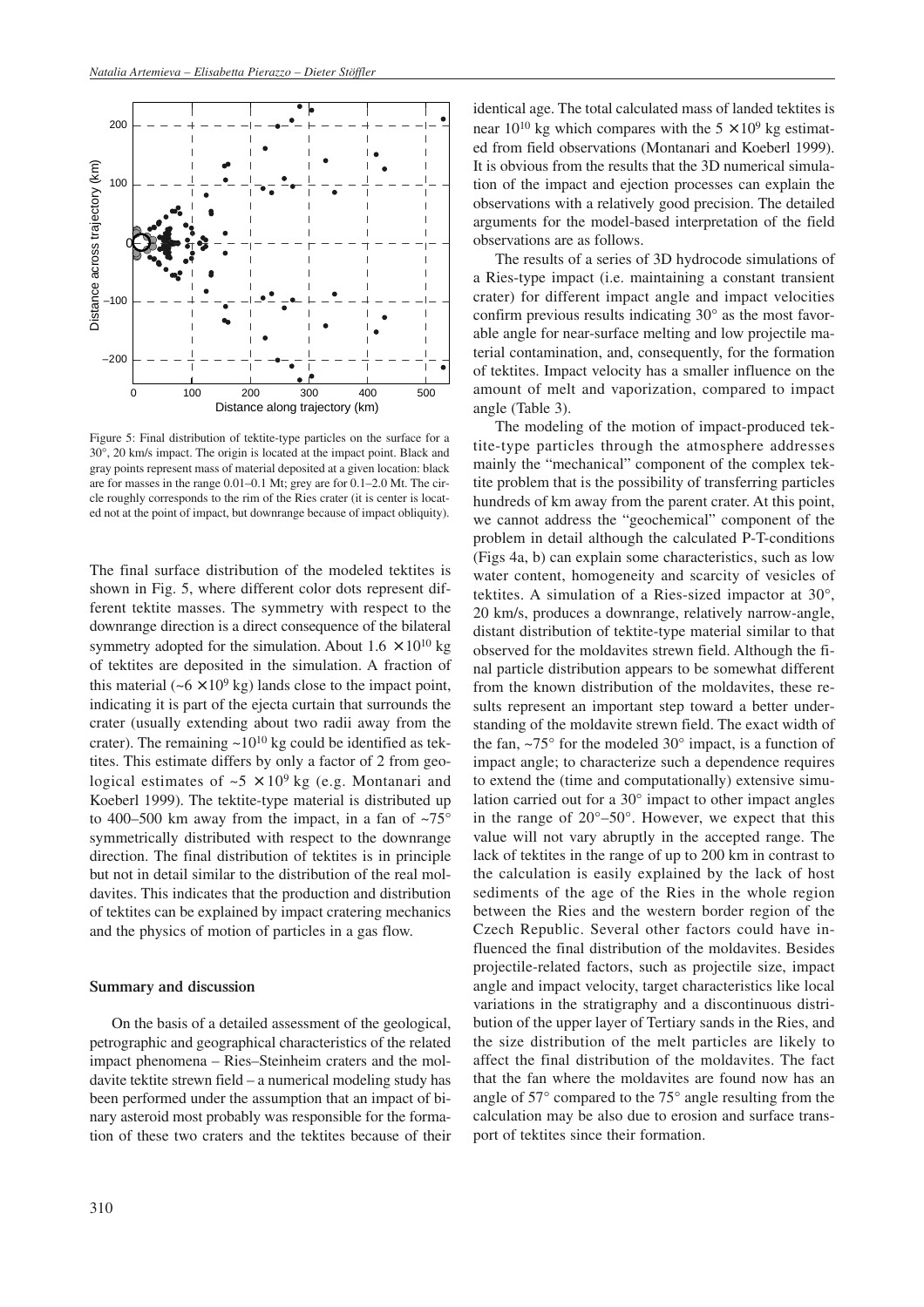Figure 5: Final distribution of tektite-type particles on the surface for a 30°, 20 km/s impact. The origin is located at the impact point. Black and gray points represent mass of material deposited at a given location: black are for masses in the range 0.01–0.1 Mt; grey are for 0.1–2.0 Mt. The circle roughly corresponds to the rim of the Ries crater (it is center is located not at the point of impact, but downrange because of impact obliquity).

The final surface distribution of the modeled tektites is shown in Fig. 5, where different color dots represent different tektite masses. The symmetry with respect to the downrange direction is a direct consequence of the bilateral symmetry adopted for the simulation. About $1.6 \times 10^{10}$ kg of tektites are deposited in the simulation. A fraction of this material ($\sim 6 \times 10^9$ kg) lands close to the impact point, indicating it is part of the ejecta curtain that surrounds the crater (usually extending about two radii away from the crater). The remaining $\sim 10^{10}$ kg could be identified as tektites. This estimate differs by only a factor of 2 from geological estimates of $\sim 5 \times 10^9$ kg (e.g. Montanari and Koeberl 1999). The tektite-type material is distributed up to 400–500 km away from the impact, in a fan of ~75° symmetrically distributed with respect to the downrange direction. The final distribution of tektites is in principle but not in detail similar to the distribution of the real moldavites. This indicates that the production and distribution of tektites can be explained by impact cratering mechanics and the physics of motion of particles in a gas flow.

## Summary and discussion

On the basis of a detailed assessment of the geological, petrographic and geographical characteristics of the related impact phenomena – Ries–Steinheim craters and the moldavite tektite strewn field – a numerical modeling study has been performed under the assumption that an impact of binary asteroid most probably was responsible for the formation of these two craters and the tektites because of their identical age. The total calculated mass of landed tektites is near $10^{10}$ kg which compares with the $5 \times 10^9$ kg estimated from field observations (Montanari and Koeberl 1999). It is obvious from the results that the 3D numerical simulation of the impact and ejection processes can explain the observations with a relatively good precision. The detailed arguments for the model-based interpretation of the field observations are as follows.

The results of a series of 3D hydrocode simulations of a Ries-type impact (i.e. maintaining a constant transient crater) for different impact angle and impact velocities confirm previous results indicating 30° as the most favorable angle for near-surface melting and low projectile material contamination, and, consequently, for the formation of tektites. Impact velocity has a smaller influence on the amount of melt and vaporization, compared to impact angle (Table 3).

The modeling of the motion of impact-produced tektite-type particles through the atmosphere addresses mainly the "mechanical" component of the complex tektite problem that is the possibility of transferring particles hundreds of km away from the parent crater. At this point, we cannot address the "geochemical" component of the problem in detail although the calculated P-T-conditions (Figs 4a, b) can explain some characteristics, such as low water content, homogeneity and scarcity of vesicles of tektites. A simulation of a Ries-sized impactor at 30°, 20 km/s, produces a downrange, relatively narrow-angle, distant distribution of tektite-type material similar to that observed for the moldavites strewn field. Although the final particle distribution appears to be somewhat different from the known distribution of the moldavites, these results represent an important step toward a better understanding of the moldavite strewn field. The exact width of the fan, ~75° for the modeled 30° impact, is a function of impact angle; to characterize such a dependence requires to extend the (time and computationally) extensive simulation carried out for a 30° impact to other impact angles in the range of 20°–50°. However, we expect that this value will not vary abruptly in the accepted range. The lack of tektites in the range of up to 200 km in contrast to the calculation is easily explained by the lack of host sediments of the age of the Ries in the whole region between the Ries and the western border region of the Czech Republic. Several other factors could have influenced the final distribution of the moldavites. Besides projectile-related factors, such as projectile size, impact angle and impact velocity, target characteristics like local variations in the stratigraphy and a discontinuous distribution of the upper layer of Tertiary sands in the Ries, and the size distribution of the melt particles are likely to affect the final distribution of the moldavites. The fact that the fan where the moldavites are found now has an angle of 57° compared to the 75° angle resulting from the calculation may be also due to erosion and surface transport of tektites since their formation.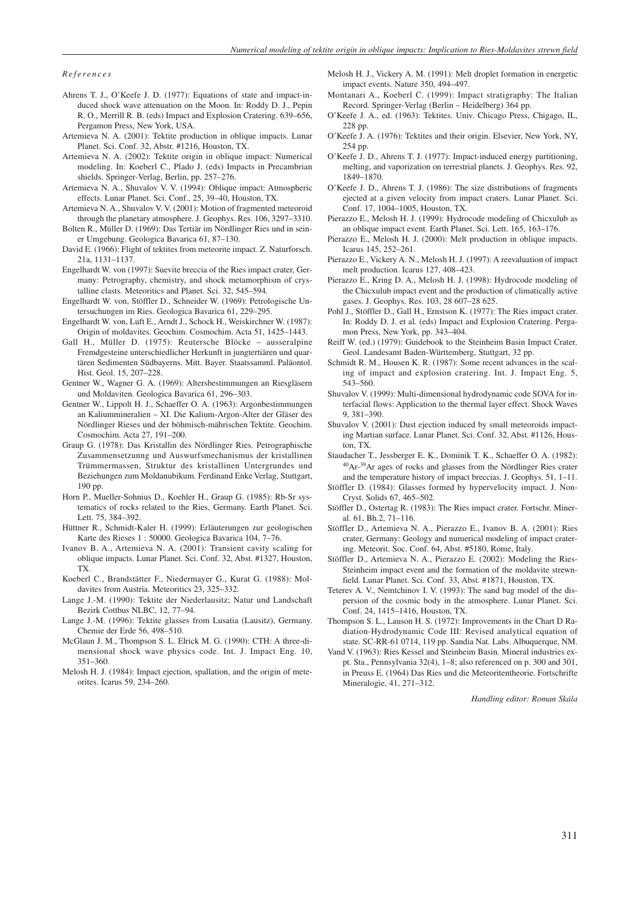*References*

Ahrens T. J., O'Keefe J. D. (1977): Equations of state and impact-induced shock wave attenuation on the Moon. In: Roddy D. J., Pepin R. O., Merrill R. B. (eds) Impact and Explosion Cratering. 639–656, Pergamon Press, New York, USA.

Artemieva N. A. (2001): Tektite production in oblique impacts. Lunar Planet. Sci. Conf. 32, Abstr. #1216, Houston, TX.

Artemieva N. A. (2002): Tektite origin in oblique impact: Numerical modeling. In: Koeberl C., Plado J. (eds) Impacts in Precambrian shields. Springer-Verlag, Berlin, pp. 257–276.

Artemieva N. A., Shuvalov V. V. (1994): Oblique impact: Atmospheric effects. Lunar Planet. Sci. Conf., 25, 39–40, Houston, TX.

Artemieva N. A., Shuvalov V. V. (2001): Motion of fragmented meteoroid through the planetary atmosphere. J. Geophys. Res. 106, 3297–3310.

Bolten R., Müller D. (1969): Das Tertiär im Nördlinger Ries und in seiner Umgebung. Geologica Bavarica 61, 87–130.

David E. (1966): Flight of tektites from meteorite impact. Z. Naturforsch. 21a, 1131–1137.

Engelhardt W. von (1997): Suevite breccia of the Ries impact crater, Germany: Petrography, chemistry, and shock metamorphism of crystalline clasts. Meteoritics and Planet. Sci. 32, 545–594.

Engelhardt W. von, Stöffler D., Schneider W. (1969): Petrologische Untersuchungen im Ries. Geologica Bavarica 61, 229–295.

Engelhardt W. von, Luft E., Arndt J., Schock H., Weiskirchner W. (1987): Origin of moldavites. Geochim. Cosmochim. Acta 51, 1425–1443.

Gall H., Müller D. (1975): Reutersche Blöcke – ausseralpine Fremdgesteine unterschiedlicher Herkunft in jungtertiären und quartären Sedimenten Südbayerns. Mitt. Bayer. Staatssamml. Paläontol. Hist. Geol. 15, 207–228.

Gentner W., Wagner G. A. (1969): Altersbestimmungen an Riesgläsern und Moldaviten. Geologica Bavarica 61, 296–303.

Gentner W., Lippolt H. J., Schaeffer O. A. (1963): Argonbestimmungen an Kaliummineralien – XI. Die Kalium-Argon-Alter der Gläser des Nördlinger Rieses und der böhmisch-mährischen Tektite. Geochim. Cosmochim. Acta 27, 191–200.

Graup G. (1978): Das Kristallin des Nördlinger Ries. Petrographische Zusammensetzunng und Auswurfsmechanismus der kristallinen Trümmermassen, Struktur des kristallinen Untergrundes und Beziehungen zum Moldanubikum. Ferdinand Enke Verlag, Stuttgart, 190 pp.

Horn P., Mueller-Sohnius D., Koehler H., Graup G. (1985): Rb-Sr systematics of rocks related to the Ries, Germany. Earth Planet. Sci. Lett. 75, 384–392.

Hüttner R., Schmidt-Kaler H. (1999): Erläuterungen zur geologischen Karte des Rieses 1 : 50000. Geologica Bavarica 104, 7–76.

Ivanov B. A., Artemieva N. A. (2001): Transient cavity scaling for oblique impacts. Lunar Planet. Sci. Conf. 32, Abst. #1327, Houston, TX.

Koeberl C., Brandstätter F., Niedermayer G., Kurat G. (1988): Moldavites from Austria. Meteoritics 23, 325–332.

Lange J.-M. (1990): Tektite der Niederlausitz; Natur und Landschaft Bezirk Cottbus NLBC, 12, 77–94.

Lange J.-M. (1996): Tektite glasses from Lusatia (Lausitz), Germany. Chemie der Erde 56, 498–510.

McGlaun J. M., Thompson S. L. Elrick M. G. (1990): CTH: A three-dimensional shock wave physics code. Int. J. Impact Eng. 10, 351–360.

Melosh H. J. (1984): Impact ejection, spallation, and the origin of meteorites. Icarus 59, 234–260.

Melosh H. J., Vickery A. M. (1991): Melt droplet formation in energetic impact events. Nature 350, 494–497.

Montanari A., Koeberl C. (1999): Impact stratigraphy: The Italian Record. Springer-Verlag (Berlin – Heidelberg) 364 pp.

O'Keefe J. A., ed. (1963): Tektites. Univ. Chicago Press, Chigago, IL, 228 pp.

O'Keefe J. A. (1976): Tektites and their origin. Elsevier, New York, NY, 254 pp.

O'Keefe J. D., Ahrens T. J. (1977): Impact-induced energy partitioning, melting, and vaporization on terrestrial planets. J. Geophys. Res. 92, 1849–1870.

O'Keefe J. D., Ahrens T. J. (1986): The size distributions of fragments ejected at a given velocity from impact craters. Lunar Planet. Sci. Conf. 17, 1004–1005, Houston, TX.

Pierazzo E., Melosh H. J. (1999): Hydrocode modeling of Chicxulub as an oblique impact event. Earth Planet. Sci. Lett. 165, 163–176.

Pierazzo E., Melosh H. J. (2000): Melt production in oblique impacts. Icarus 145, 252–261.

Pierazzo E., Vickery A. N., Melosh H. J. (1997): A reevaluation of impact melt production. Icarus 127, 408–423.

Pierazzo E., Kring D. A., Melosh H. J. (1998): Hydrocode modeling of the Chicxulub impact event and the production of climatically active gases. J. Geophys. Res. 103, 28 607–28 625.

Pohl J., Stöffler D., Gall H., Ernstson K. (1977): The Ries impact crater. In: Roddy D. J. et al. (eds) Impact and Explosion Cratering. Pergamon Press, New York, pp. 343–404.

Reiff W. (ed.) (1979): Guidebook to the Steinheim Basin Impact Crater, Geol. Landesamt Baden-Württemberg, Stuttgart, 32 pp.

Schmidt R. M., Housen K. R. (1987): Some recent advances in the scaling of impact and explosion cratering. Int. J. Impact Eng. 5, 543–560.

Shuvalov V. (1999): Multi-dimensional hydrodynamic code SOVA for interfacial flows: Application to the thermal layer effect. Shock Waves 9, 381–390.

Shuvalov V. (2001): Dust ejection induced by small meteoroids impacting Martian surface. Lunar Planet. Sci. Conf. 32, Abst. #1126, Houston, TX.

Staudacher T., Jessberger E. K., Dominik T. K., Schaeffer O. A. (1982): $^{40}$Ar-$^{39}$Ar ages of rocks and glasses from the Nördlinger Ries crater and the temperature history of impact breccias. J. Geophys. 51, 1–11.

Stöffler D. (1984): Glasses formed by hypervelocity impact. J. Non-Cryst. Solids 67, 465–502.

Stöffler D., Ostertag R. (1983): The Ries impact crater. Fortschr. Mineral. 61, Bh.2, 71–116.

Stöffler D., Artemieva N. A., Pierazzo E., Ivanov B. A. (2001): Ries crater, Germany: Geology and numerical modeling of impact cratering. Meteorit. Soc. Conf. 64, Abst. #5180, Rome, Italy.

Stöffler D., Artemieva N. A., Pierazzo E. (2002): Modeling the Ries-Steinheim impact event and the formation of the moldavite strewnfield. Lunar Planet. Sci. Conf. 33, Abst. #1871, Houston, TX.

Teterev A. V., Nemtchinov I. V. (1993): The sand bag model of the dispersion of the cosmic body in the atmosphere. Lunar Planet. Sci. Conf. 24, 1415–1416, Houston, TX.

Thompson S. L., Lauson H. S. (1972): Improvements in the Chart D Radiation-Hydrodynamic Code III: Revised analytical equation of state. SC-RR-61 0714, 119 pp. Sandia Nat. Labs. Albuquerque, NM.

Vand V. (1963): Ries Kessel and Steinheim Basin. Mineral industries expt. Sta., Pennsylvania 32(4), 1–8; also referenced on p. 300 and 301, in Preuss E. (1964) Das Ries und die Meteoritentheorie. Fortschrifte Mineralogie, 41, 271–312.

*Handling editor: Roman Skála*